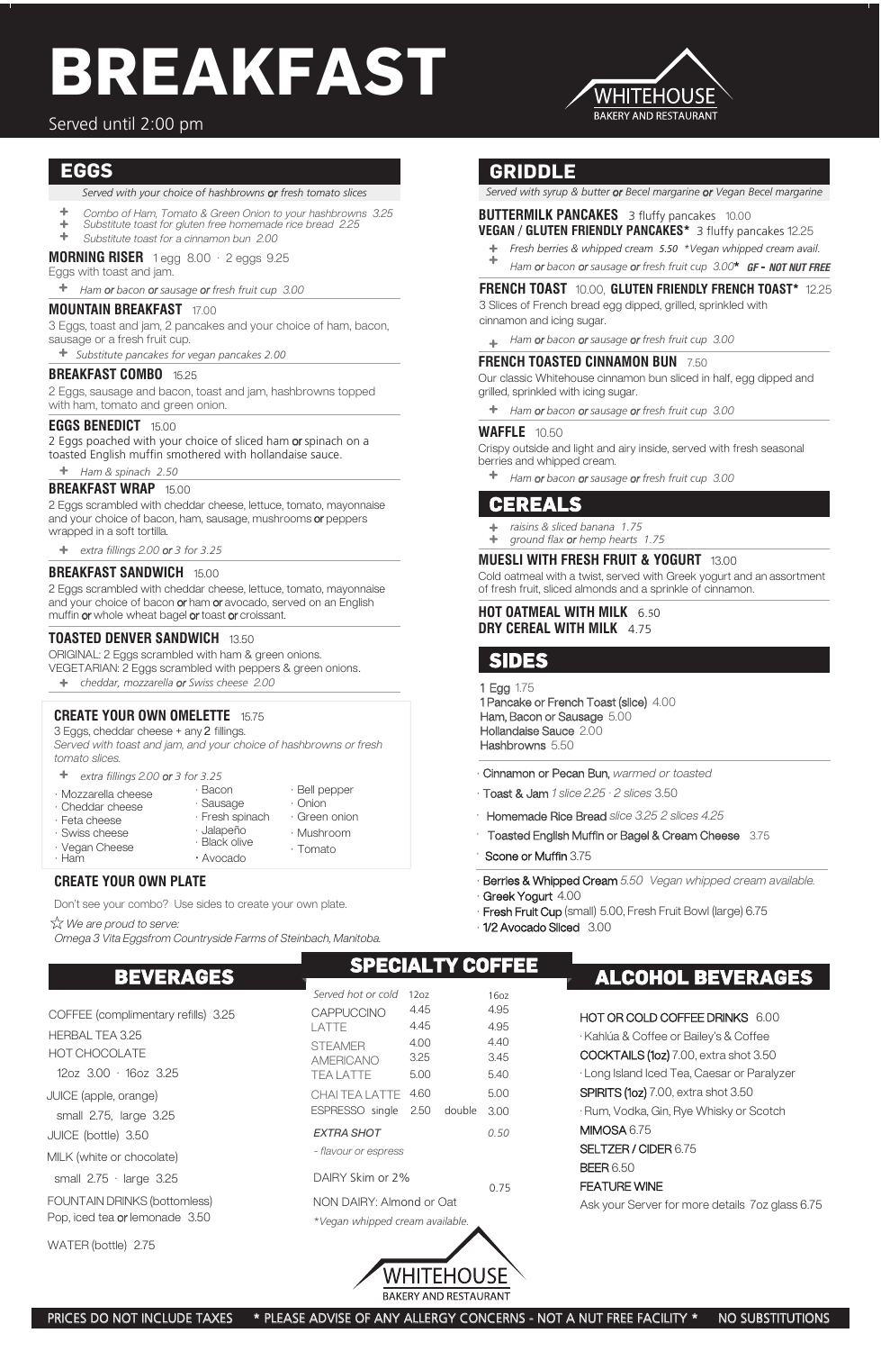# BREAKFAST

Served until 2:00 pm

WHITEHOUSE
BAKERY AND RESTAURANT

## EGGS

*Served with your choice of hashbrowns or fresh tomato slices*

- *Combo of Ham, Tomato & Green Onion to your hashbrowns 3.25*
- *Substitute toast for gluten free homemade rice bread 2.25*
- *Substitute toast for a cinnamon bun 2.00*

**MORNING RISER** 1 egg 8.00 · 2 eggs 9.25
Eggs with toast and jam.
- *Ham or bacon or sausage or fresh fruit cup 3.00*

**MOUNTAIN BREAKFAST** 17.00
3 Eggs, toast and jam, 2 pancakes and your choice of ham, bacon, sausage or a fresh fruit cup.
- *Substitute pancakes for vegan pancakes 2.00*

**BREAKFAST COMBO** 15.25
2 Eggs, sausage and bacon, toast and jam, hashbrowns topped with ham, tomato and green onion.

**EGGS BENEDICT** 15.00
2 Eggs poached with your choice of sliced ham **or** spinach on a toasted English muffin smothered with hollandaise sauce.
- *Ham & spinach 2.50*

**BREAKFAST WRAP** 15.00
2 Eggs scrambled with cheddar cheese, lettuce, tomato, mayonnaise and your choice of bacon, ham, sausage, mushrooms **or** peppers wrapped in a soft tortilla.
- *extra fillings 2.00 or 3 for 3.25*

**BREAKFAST SANDWICH** 15.00
2 Eggs scrambled with cheddar cheese, lettuce, tomato, mayonnaise and your choice of bacon **or** ham **or** avocado, served on an English muffin **or** whole wheat bagel **or** toast **or** croissant.

**TOASTED DENVER SANDWICH** 13.50
ORIGINAL: 2 Eggs scrambled with ham & green onions.
VEGETARIAN: 2 Eggs scrambled with peppers & green onions.
- *cheddar, mozzarella or Swiss cheese 2.00*

**CREATE YOUR OWN OMELETTE** 15.75
3 Eggs, cheddar cheese + any **2** fillings.
*Served with toast and jam, and your choice of hashbrowns or fresh tomato slices.*
- *extra fillings 2.00 or 3 for 3.25*

- Mozzarella cheese
- Cheddar cheese
- Feta cheese
- Swiss cheese
- Vegan Cheese
- Ham
- Bacon
- Sausage
- Fresh spinach
- Jalapeño
- Black olive
- Avocado
- Bell pepper
- Onion
- Green onion
- Mushroom
- Tomato

**CREATE YOUR OWN PLATE**

Don't see your combo? Use sides to create your own plate.

☆ *We are proud to serve:*
*Omega 3 Vita Eggsfrom Countryside Farms of Steinbach, Manitoba.*

## GRIDDLE

*Served with syrup & butter or Becel margarine or Vegan Becel margarine*

**BUTTERMILK PANCAKES** 3 fluffy pancakes 10.00
**VEGAN / GLUTEN FRIENDLY PANCAKES*** 3 fluffy pancakes 12.25
- *Fresh berries & whipped cream 5.50 *Vegan whipped cream avail.*
- *Ham or bacon or sausage or fresh fruit cup 3.00** **GF - NOT NUT FREE**

**FRENCH TOAST** 10.00, **GLUTEN FRIENDLY FRENCH TOAST*** 12.25
3 Slices of French bread egg dipped, grilled, sprinkled with cinnamon and icing sugar.
- *Ham or bacon or sausage or fresh fruit cup 3.00*

**FRENCH TOASTED CINNAMON BUN** 7.50
Our classic Whitehouse cinnamon bun sliced in half, egg dipped and grilled, sprinkled with icing sugar.
- *Ham or bacon or sausage or fresh fruit cup 3.00*

**WAFFLE** 10.50
Crispy outside and light and airy inside, served with fresh seasonal berries and whipped cream.
- *Ham or bacon or sausage or fresh fruit cup 3.00*

## CEREALS

- *raisins & sliced banana 1.75*
- *ground flax or hemp hearts 1.75*

**MUESLI WITH FRESH FRUIT & YOGURT** 13.00
Cold oatmeal with a twist, served with Greek yogurt and an assortment of fresh fruit, sliced almonds and a sprinkle of cinnamon.

**HOT OATMEAL WITH MILK** 6.50
**DRY CEREAL WITH MILK** 4.75

## SIDES

1 Egg 1.75
1 Pancake or French Toast (slice) 4.00
Ham, Bacon or Sausage 5.00
Hollandaise Sauce 2.00
Hashbrowns 5.50

- Cinnamon or Pecan Bun, *warmed or toasted*
- Toast & Jam *1 slice 2.25 · 2 slices 3.50*
- Homemade Rice Bread *slice 3.25 2 slices 4.25*
- Toasted English Muffin or Bagel & Cream Cheese 3.75
- Scone or Muffin 3.75

- Berries & Whipped Cream *5.50 Vegan whipped cream available.*
- Greek Yogurt 4.00
- Fresh Fruit Cup (small) 5.00, Fresh Fruit Bowl (large) 6.75
- 1/2 Avocado Sliced 3.00

## BEVERAGES

COFFEE (complimentary refills) 3.25
HERBAL TEA 3.25
HOT CHOCOLATE
12oz 3.00 · 16oz 3.25
JUICE (apple, orange)
small 2.75, large 3.25
JUICE (bottle) 3.50
MILK (white or chocolate)
small 2.75 · large 3.25
FOUNTAIN DRINKS (bottomless)
Pop, iced tea or lemonade 3.50
WATER (bottle) 2.75

## SPECIALTY COFFEE

| *Served hot or cold* | 12oz | 16oz |
|---|---|---|
| CAPPUCCINO | 4.45 | 4.95 |
| LATTE | 4.45 | 4.95 |
| STEAMER | 4.00 | 4.40 |
| AMERICANO | 3.25 | 3.45 |
| TEA LATTE | 5.00 | 5.40 |
| CHAI TEA LATTE | 4.60 | 5.00 |
| ESPRESSO single | 2.50 | double 3.00 |
| *EXTRA SHOT* | | *0.50* |
| *- flavour or espress* | | |
| DAIRY Skim or 2% | | 0.75 |
| NON DAIRY: Almond or Oat | | |

*\*Vegan whipped cream available.*

## ALCOHOL BEVERAGES

HOT OR COLD COFFEE DRINKS 6.00
· Kahlúa & Coffee or Bailey's & Coffee
COCKTAILS (1oz) 7.00, extra shot 3.50
· Long Island Iced Tea, Caesar or Paralyzer
SPIRITS (1oz) 7.00, extra shot 3.50
· Rum, Vodka, Gin, Rye Whisky or Scotch
MIMOSA 6.75
SELTZER / CIDER 6.75
BEER 6.50
FEATURE WINE
Ask your Server for more details 7oz glass 6.75

WHITEHOUSE
BAKERY AND RESTAURANT

PRICES DO NOT INCLUDE TAXES * PLEASE ADVISE OF ANY ALLERGY CONCERNS - NOT A NUT FREE FACILITY * NO SUBSTITUTIONS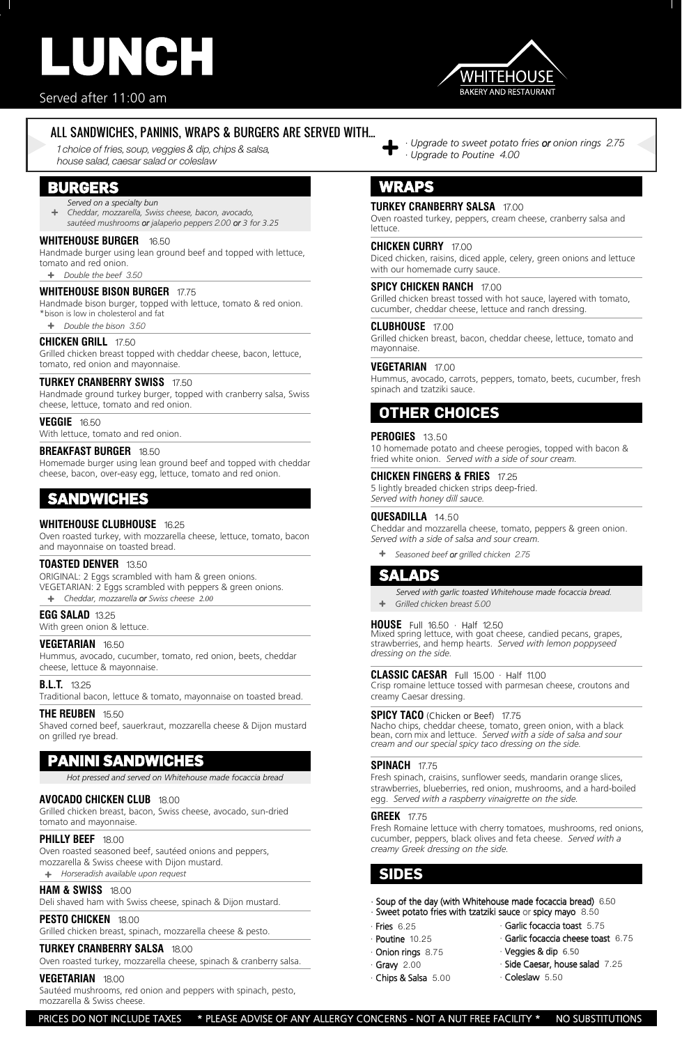# LUNCH

Served after 11:00 am

WHITEHOUSE
BAKERY AND RESTAURANT

## ALL SANDWICHES, PANINIS, WRAPS & BURGERS ARE SERVED WITH...

*1 choice of fries, soup, veggies & dip, chips & salsa, house salad, caesar salad or coleslaw*

\+ *· Upgrade to sweet potato fries **or** onion rings 2.75*
*· Upgrade to Poutine 4.00*

## BURGERS

*Served on a specialty bun*
\+ *Cheddar, mozzarella, Swiss cheese, bacon, avocado, sautéed mushrooms **or** jalapeño peppers 2.00 **or** 3 for 3.25*

**WHITEHOUSE BURGER** 16.50
Handmade burger using lean ground beef and topped with lettuce, tomato and red onion.
\+ *Double the beef 3.50*

**WHITEHOUSE BISON BURGER** 17.75
Handmade bison burger, topped with lettuce, tomato & red onion.
*bison is low in cholesterol and fat
\+ *Double the bison 3.50*

**CHICKEN GRILL** 17.50
Grilled chicken breast topped with cheddar cheese, bacon, lettuce, tomato, red onion and mayonnaise.

**TURKEY CRANBERRY SWISS** 17.50
Handmade ground turkey burger, topped with cranberry salsa, Swiss cheese, lettuce, tomato and red onion.

**VEGGIE** 16.50
With lettuce, tomato and red onion.

**BREAKFAST BURGER** 18.50
Homemade burger using lean ground beef and topped with cheddar cheese, bacon, over-easy egg, lettuce, tomato and red onion.

## SANDWICHES

**WHITEHOUSE CLUBHOUSE** 16.25
Oven roasted turkey, with mozzarella cheese, lettuce, tomato, bacon and mayonnaise on toasted bread.

**TOASTED DENVER** 13.50
ORIGINAL: 2 Eggs scrambled with ham & green onions.
VEGETARIAN: 2 Eggs scrambled with peppers & green onions.
\+ *Cheddar, mozzarella **or** Swiss cheese 2.00*

**EGG SALAD** 13.25
With green onion & lettuce.

**VEGETARIAN** 16.50
Hummus, avocado, cucumber, tomato, red onion, beets, cheddar cheese, lettuce & mayonnaise.

**B.L.T.** 13.25
Traditional bacon, lettuce & tomato, mayonnaise on toasted bread.

**THE REUBEN** 15.50
Shaved corned beef, sauerkraut, mozzarella cheese & Dijon mustard on grilled rye bread.

## PANINI SANDWICHES

*Hot pressed and served on Whitehouse made focaccia bread*

**AVOCADO CHICKEN CLUB** 18.00
Grilled chicken breast, bacon, Swiss cheese, avocado, sun-dried tomato and mayonnaise.

**PHILLY BEEF** 18.00
Oven roasted seasoned beef, sautéed onions and peppers, mozzarella & Swiss cheese with Dijon mustard.
\+ *Horseradish available upon request*

**HAM & SWISS** 18.00
Deli shaved ham with Swiss cheese, spinach & Dijon mustard.

**PESTO CHICKEN** 18.00
Grilled chicken breast, spinach, mozzarella cheese & pesto.

**TURKEY CRANBERRY SALSA** 18.00
Oven roasted turkey, mozzarella cheese, spinach & cranberry salsa.

**VEGETARIAN** 18.00
Sautéed mushrooms, red onion and peppers with spinach, pesto, mozzarella & Swiss cheese.

## WRAPS

**TURKEY CRANBERRY SALSA** 17.00
Oven roasted turkey, peppers, cream cheese, cranberry salsa and lettuce.

**CHICKEN CURRY** 17.00
Diced chicken, raisins, diced apple, celery, green onions and lettuce with our homemade curry sauce.

**SPICY CHICKEN RANCH** 17.00
Grilled chicken breast tossed with hot sauce, layered with tomato, cucumber, cheddar cheese, lettuce and ranch dressing.

**CLUBHOUSE** 17.00
Grilled chicken breast, bacon, cheddar cheese, lettuce, tomato and mayonnaise.

**VEGETARIAN** 17.00
Hummus, avocado, carrots, peppers, tomato, beets, cucumber, fresh spinach and tzatziki sauce.

## OTHER CHOICES

**PEROGIES** 13.50
10 homemade potato and cheese perogies, topped with bacon & fried white onion. *Served with a side of sour cream.*

**CHICKEN FINGERS & FRIES** 17.25
5 lightly breaded chicken strips deep-fried.
*Served with honey dill sauce.*

**QUESADILLA** 14.50
Cheddar and mozzarella cheese, tomato, peppers & green onion.
*Served with a side of salsa and sour cream.*
\+ *Seasoned beef **or** grilled chicken 2.75*

## SALADS

*Served with garlic toasted Whitehouse made focaccia bread.*
\+ *Grilled chicken breast 5.00*

**HOUSE** Full 16.50 · Half 12.50
Mixed spring lettuce, with goat cheese, candied pecans, grapes, strawberries, and hemp hearts. *Served with lemon poppyseed dressing on the side.*

**CLASSIC CAESAR** Full 15.00 · Half 11.00
Crisp romaine lettuce tossed with parmesan cheese, croutons and creamy Caesar dressing.

**SPICY TACO** (Chicken or Beef) 17.75
Nacho chips, cheddar cheese, tomato, green onion, with a black bean, corn mix and lettuce. *Served with a side of salsa and sour cream and our special spicy taco dressing on the side.*

**SPINACH** 17.75
Fresh spinach, craisins, sunflower seeds, mandarin orange slices, strawberries, blueberries, red onion, mushrooms, and a hard-boiled egg. *Served with a raspberry vinaigrette on the side.*

**GREEK** 17.75
Fresh Romaine lettuce with cherry tomatoes, mushrooms, red onions, cucumber, peppers, black olives and feta cheese. *Served with a creamy Greek dressing on the side.*

## SIDES

- Soup of the day (with Whitehouse made focaccia bread) 6.50
- Sweet potato fries with tzatziki sauce or spicy mayo 8.50
- Fries 6.25
- Poutine 10.25
- Onion rings 8.75
- Gravy 2.00
- Chips & Salsa 5.00
- Garlic focaccia toast 5.75
- Garlic focaccia cheese toast 6.75
- Veggies & dip 6.50
- Side Caesar, house salad 7.25
- Coleslaw 5.50

PRICES DO NOT INCLUDE TAXES * PLEASE ADVISE OF ANY ALLERGY CONCERNS - NOT A NUT FREE FACILITY * NO SUBSTITUTIONS